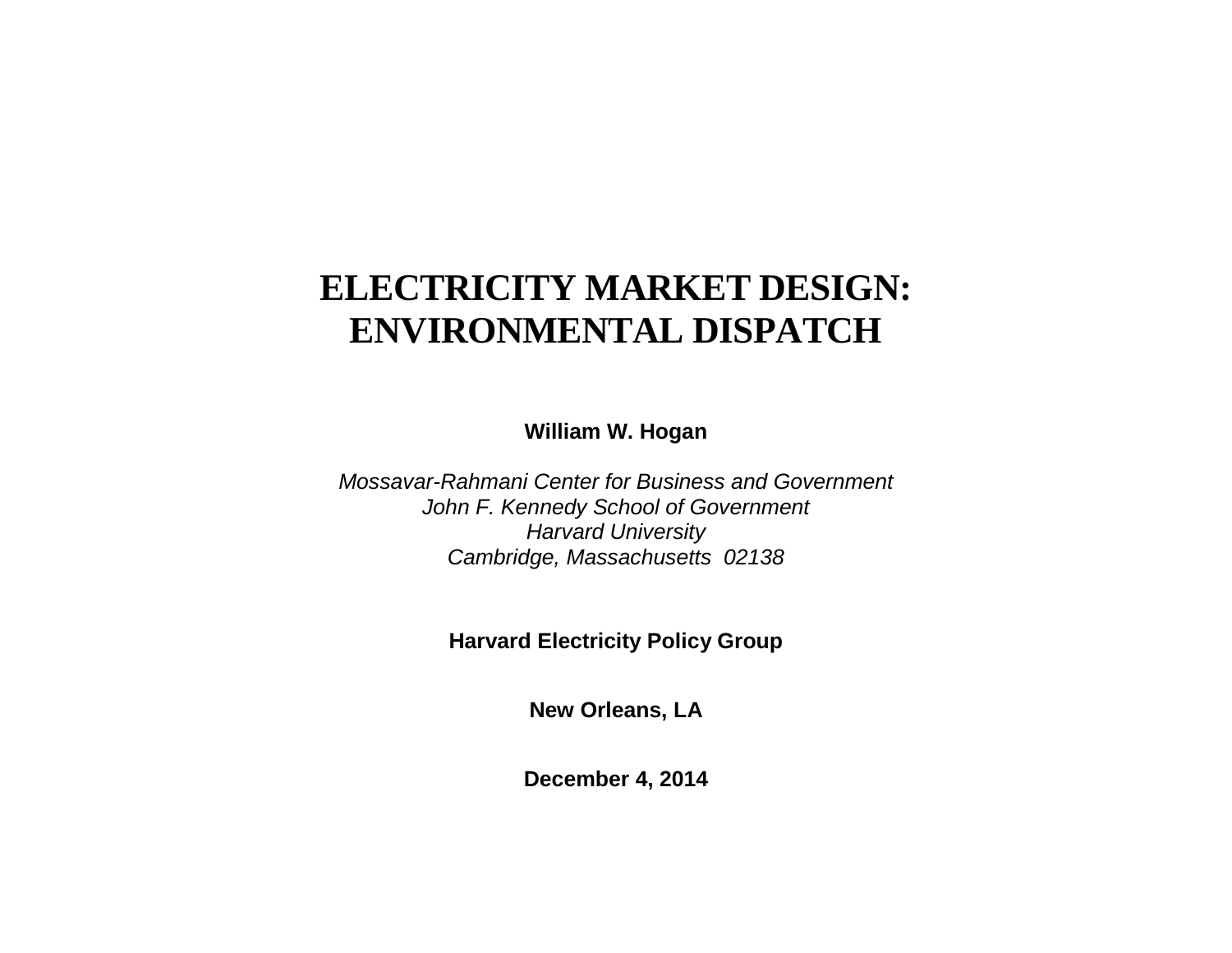# ELECTRICITY MARKET DESIGN: ENVIRONMENTAL DISPATCH

**William W. Hogan**

*Mossavar-Rahmani Center for Business and Government*
*John F. Kennedy School of Government*
*Harvard University*
*Cambridge, Massachusetts 02138*

**Harvard Electricity Policy Group**

**New Orleans, LA**

**December 4, 2014**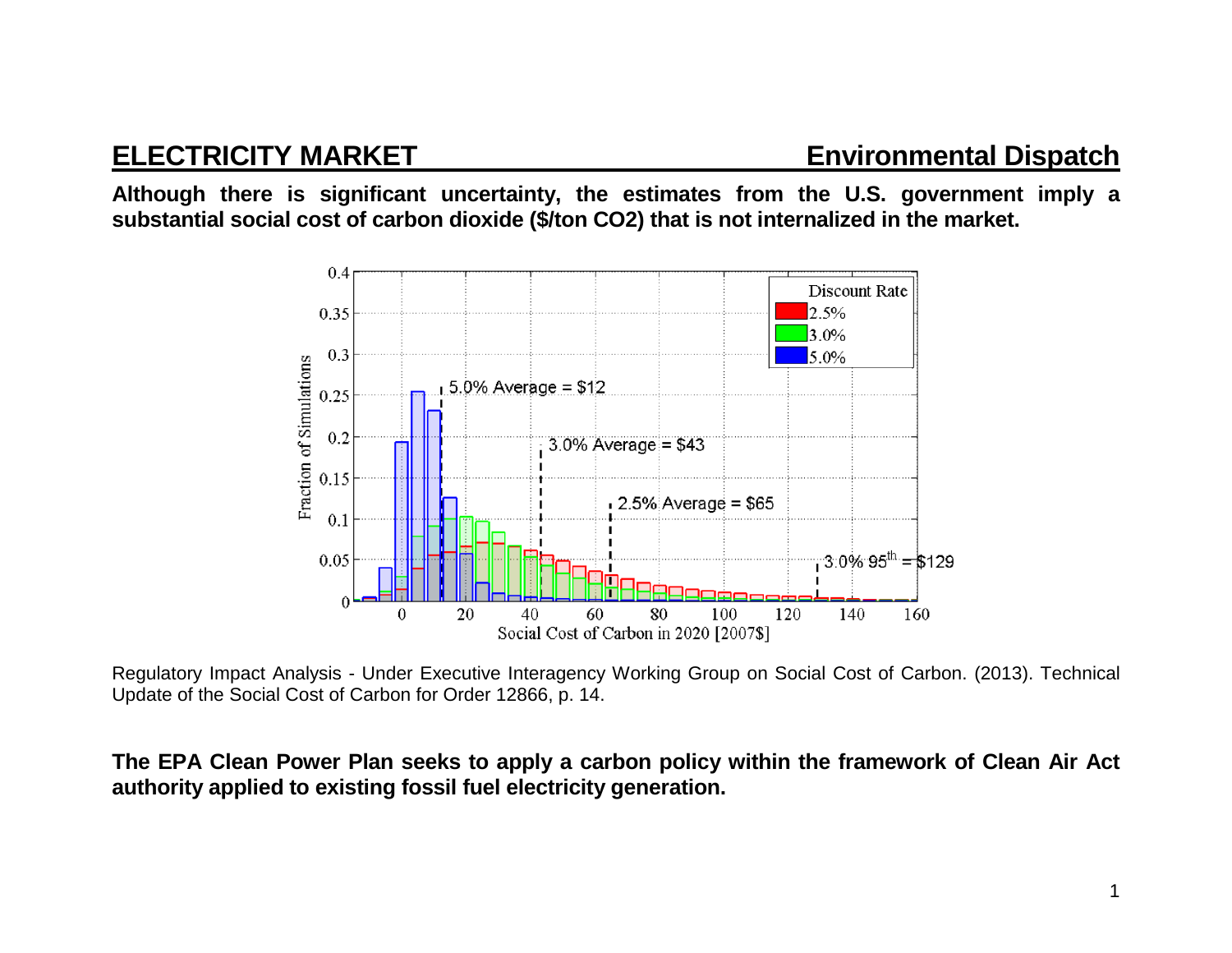## ELECTRICITY MARKET — Environmental Dispatch

**Although there is significant uncertainty, the estimates from the U.S. government imply a substantial social cost of carbon dioxide ($/ton CO2) that is not internalized in the market.**

Regulatory Impact Analysis - Under Executive Interagency Working Group on Social Cost of Carbon. (2013). Technical Update of the Social Cost of Carbon for Order 12866, p. 14.

**The EPA Clean Power Plan seeks to apply a carbon policy within the framework of Clean Air Act authority applied to existing fossil fuel electricity generation.**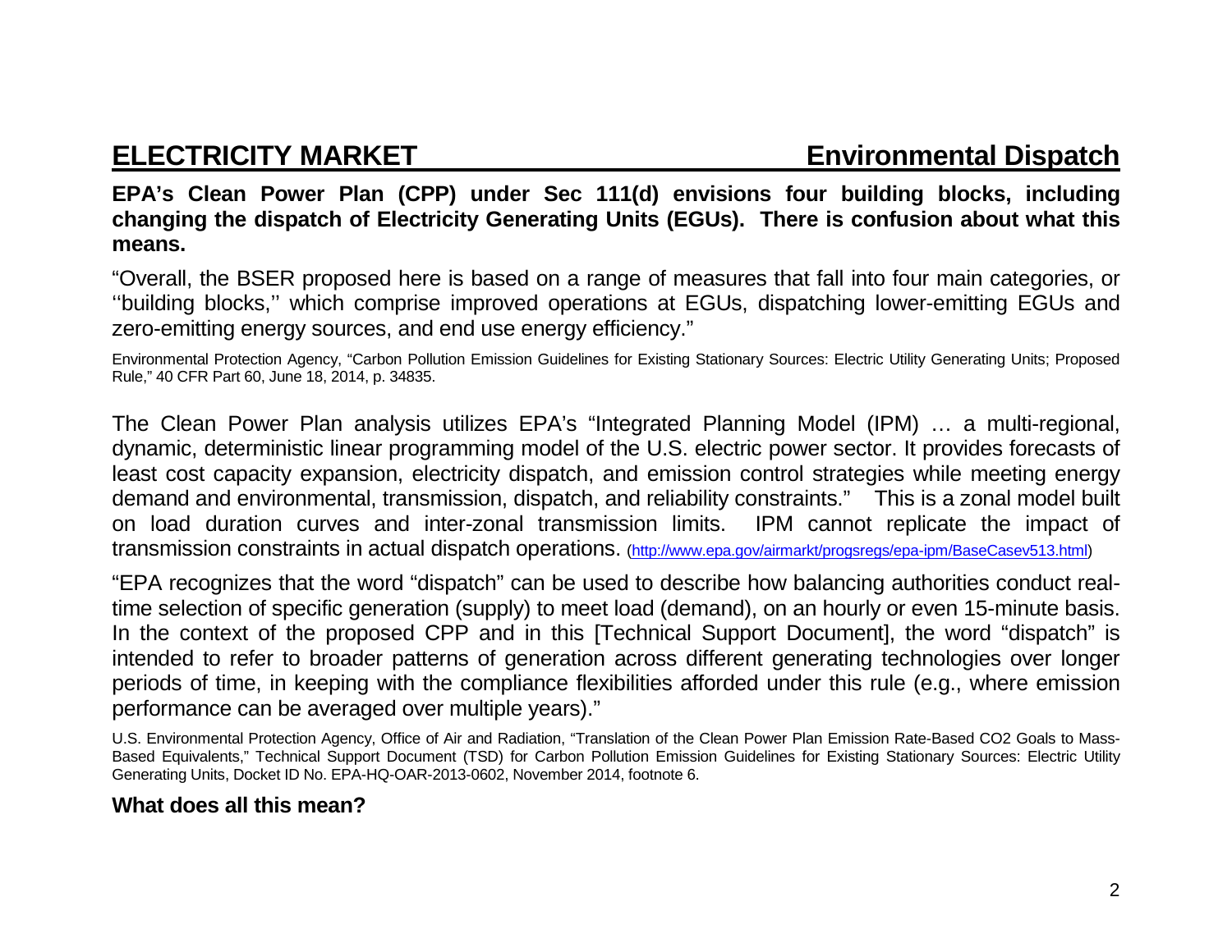## ELECTRICITY MARKET — Environmental Dispatch

**EPA's Clean Power Plan (CPP) under Sec 111(d) envisions four building blocks, including changing the dispatch of Electricity Generating Units (EGUs). There is confusion about what this means.**

"Overall, the BSER proposed here is based on a range of measures that fall into four main categories, or ''building blocks,'' which comprise improved operations at EGUs, dispatching lower-emitting EGUs and zero-emitting energy sources, and end use energy efficiency."

Environmental Protection Agency, "Carbon Pollution Emission Guidelines for Existing Stationary Sources: Electric Utility Generating Units; Proposed Rule," 40 CFR Part 60, June 18, 2014, p. 34835.

The Clean Power Plan analysis utilizes EPA's "Integrated Planning Model (IPM) … a multi-regional, dynamic, deterministic linear programming model of the U.S. electric power sector. It provides forecasts of least cost capacity expansion, electricity dispatch, and emission control strategies while meeting energy demand and environmental, transmission, dispatch, and reliability constraints." This is a zonal model built on load duration curves and inter-zonal transmission limits. IPM cannot replicate the impact of transmission constraints in actual dispatch operations. (http://www.epa.gov/airmarkt/progsregs/epa-ipm/BaseCasev513.html)

"EPA recognizes that the word "dispatch" can be used to describe how balancing authorities conduct real-time selection of specific generation (supply) to meet load (demand), on an hourly or even 15-minute basis. In the context of the proposed CPP and in this [Technical Support Document], the word "dispatch" is intended to refer to broader patterns of generation across different generating technologies over longer periods of time, in keeping with the compliance flexibilities afforded under this rule (e.g., where emission performance can be averaged over multiple years)."

U.S. Environmental Protection Agency, Office of Air and Radiation, "Translation of the Clean Power Plan Emission Rate-Based CO2 Goals to Mass-Based Equivalents," Technical Support Document (TSD) for Carbon Pollution Emission Guidelines for Existing Stationary Sources: Electric Utility Generating Units, Docket ID No. EPA-HQ-OAR-2013-0602, November 2014, footnote 6.

**What does all this mean?**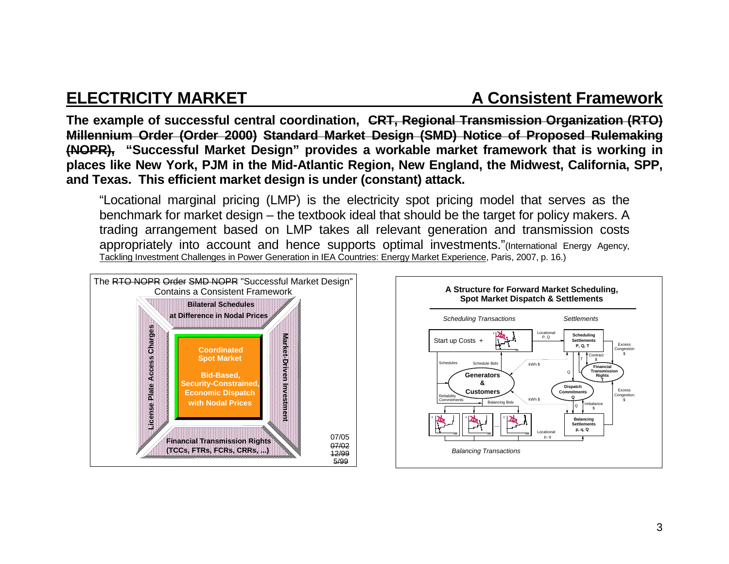## ELECTRICITY MARKET — A Consistent Framework

**The example of successful central coordination, ~~CRT, Regional Transmission Organization (RTO) Millennium Order (Order 2000) Standard Market Design (SMD) Notice of Proposed Rulemaking (NOPR),~~ "Successful Market Design" provides a workable market framework that is working in places like New York, PJM in the Mid-Atlantic Region, New England, the Midwest, California, SPP, and Texas. This efficient market design is under (constant) attack.**

"Locational marginal pricing (LMP) is the electricity spot pricing model that serves as the benchmark for market design – the textbook ideal that should be the target for policy makers. A trading arrangement based on LMP takes all relevant generation and transmission costs appropriately into account and hence supports optimal investments."(International Energy Agency, Tackling Investment Challenges in Power Generation in IEA Countries: Energy Market Experience, Paris, 2007, p. 16.)

The ~~RTO NOPR~~ ~~Order~~ ~~SMD NOPR~~ "Successful Market Design" Contains a Consistent Framework

- **Bilateral Schedules at Difference in Nodal Prices**
- **License Plate Access Charges**
- **Coordinated Spot Market**
- **Bid-Based, Security-Constrained, Economic Dispatch with Nodal Prices**
- **Market-Driven Investment**
- **Financial Transmission Rights (TCCs, FTRs, FCRs, CRRs, ...)**

07/05
~~07/02~~
~~12/99~~
~~5/99~~

**A Structure for Forward Market Scheduling, Spot Market Dispatch & Settlements**

*Scheduling Transactions* — *Settlements*

Start up Costs + ; Locational P, Q ; Scheduling Settlements P, Q, T ; Excess Congestion $ ; Contract $ ; T ; Schedules ; Schedule Bids ; kWh $ ; Q ; Financial Transmission Rights T ; Generators & Customers ; Dispatch Commitments Q ; Excess Congestion $ ; Reliability Commitments ; Balancing Bids ; kWh $ ; Q ; Imbalance $ ; Balancing Settlements p, q, Q ; Locational p, q

*Balancing Transactions*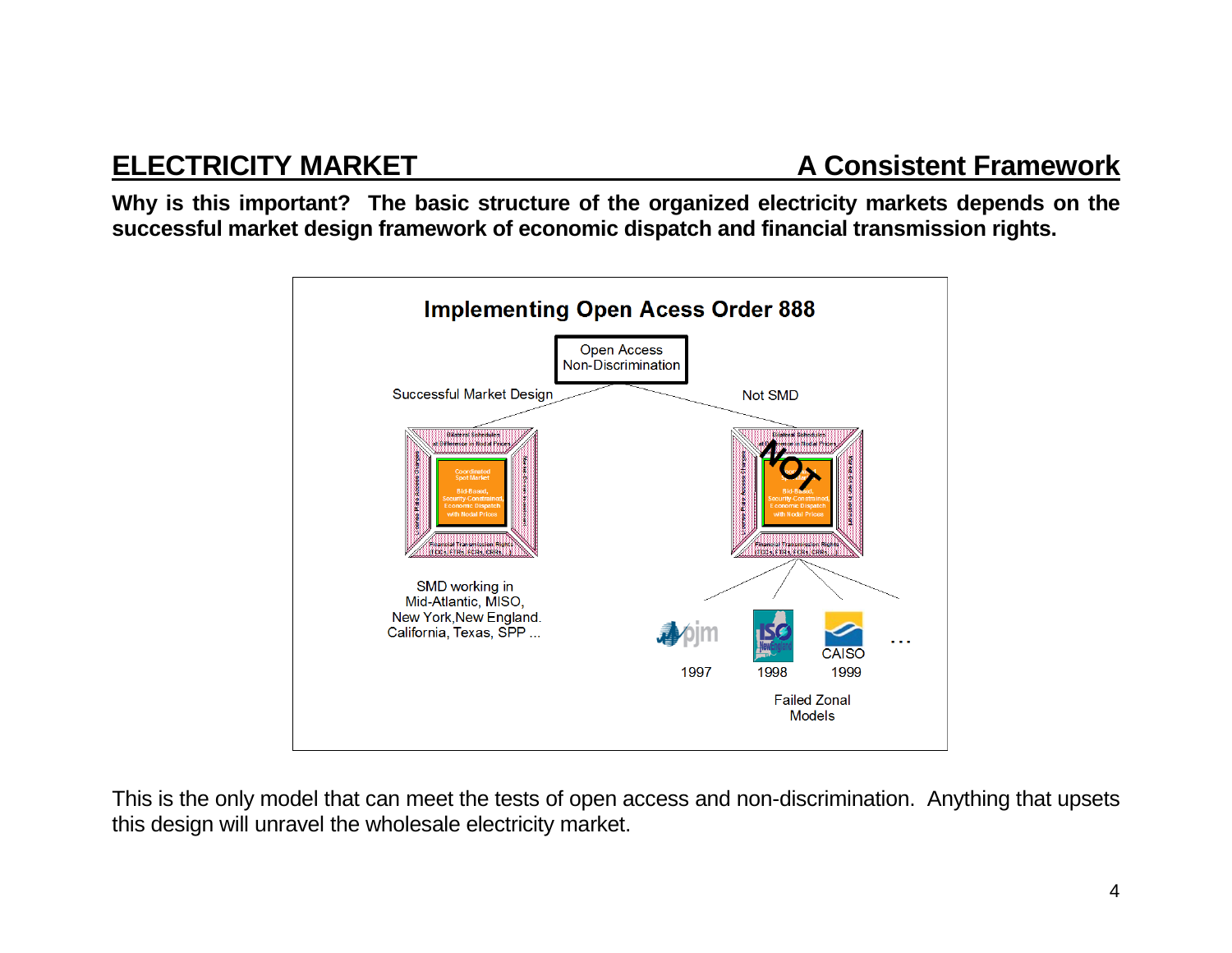## ELECTRICITY MARKET — A Consistent Framework

**Why is this important? The basic structure of the organized electricity markets depends on the successful market design framework of economic dispatch and financial transmission rights.**

**Implementing Open Acess Order 888**

Open Access
Non-Discrimination

Successful Market Design

Not SMD

SMD working in
Mid-Atlantic, MISO,
New York,New England.
California, Texas, SPP ...

1997 1998 CAISO 1999 ...

Failed Zonal
Models

This is the only model that can meet the tests of open access and non-discrimination. Anything that upsets this design will unravel the wholesale electricity market.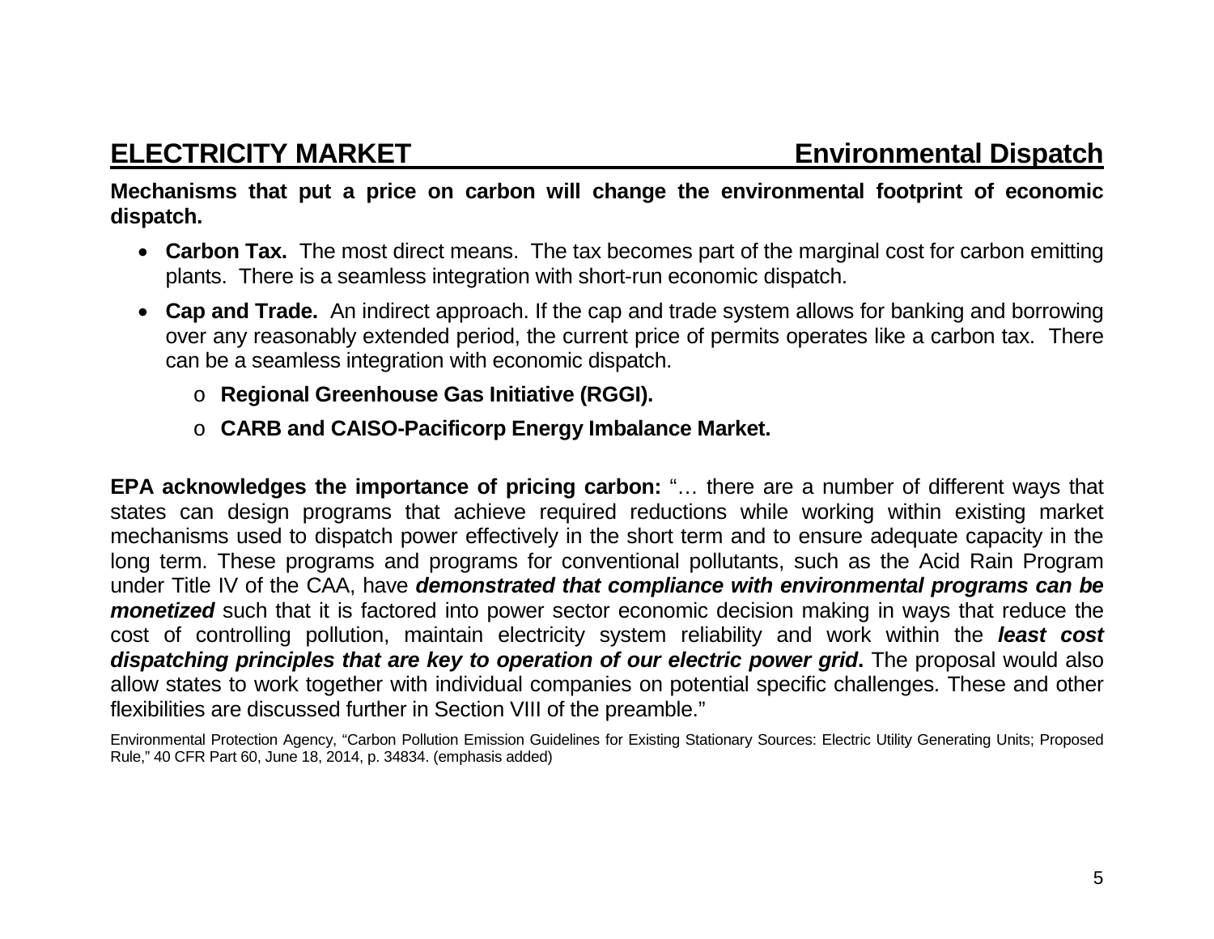## ELECTRICITY MARKET — Environmental Dispatch

**Mechanisms that put a price on carbon will change the environmental footprint of economic dispatch.**

- **Carbon Tax.** The most direct means. The tax becomes part of the marginal cost for carbon emitting plants. There is a seamless integration with short-run economic dispatch.
- **Cap and Trade.** An indirect approach. If the cap and trade system allows for banking and borrowing over any reasonably extended period, the current price of permits operates like a carbon tax. There can be a seamless integration with economic dispatch.
  - **Regional Greenhouse Gas Initiative (RGGI).**
  - **CARB and CAISO-Pacificorp Energy Imbalance Market.**

**EPA acknowledges the importance of pricing carbon:** "… there are a number of different ways that states can design programs that achieve required reductions while working within existing market mechanisms used to dispatch power effectively in the short term and to ensure adequate capacity in the long term. These programs and programs for conventional pollutants, such as the Acid Rain Program under Title IV of the CAA, have ***demonstrated that compliance with environmental programs can be monetized*** such that it is factored into power sector economic decision making in ways that reduce the cost of controlling pollution, maintain electricity system reliability and work within the ***least cost dispatching principles that are key to operation of our electric power grid*****.** The proposal would also allow states to work together with individual companies on potential specific challenges. These and other flexibilities are discussed further in Section VIII of the preamble."

Environmental Protection Agency, "Carbon Pollution Emission Guidelines for Existing Stationary Sources: Electric Utility Generating Units; Proposed Rule," 40 CFR Part 60, June 18, 2014, p. 34834. (emphasis added)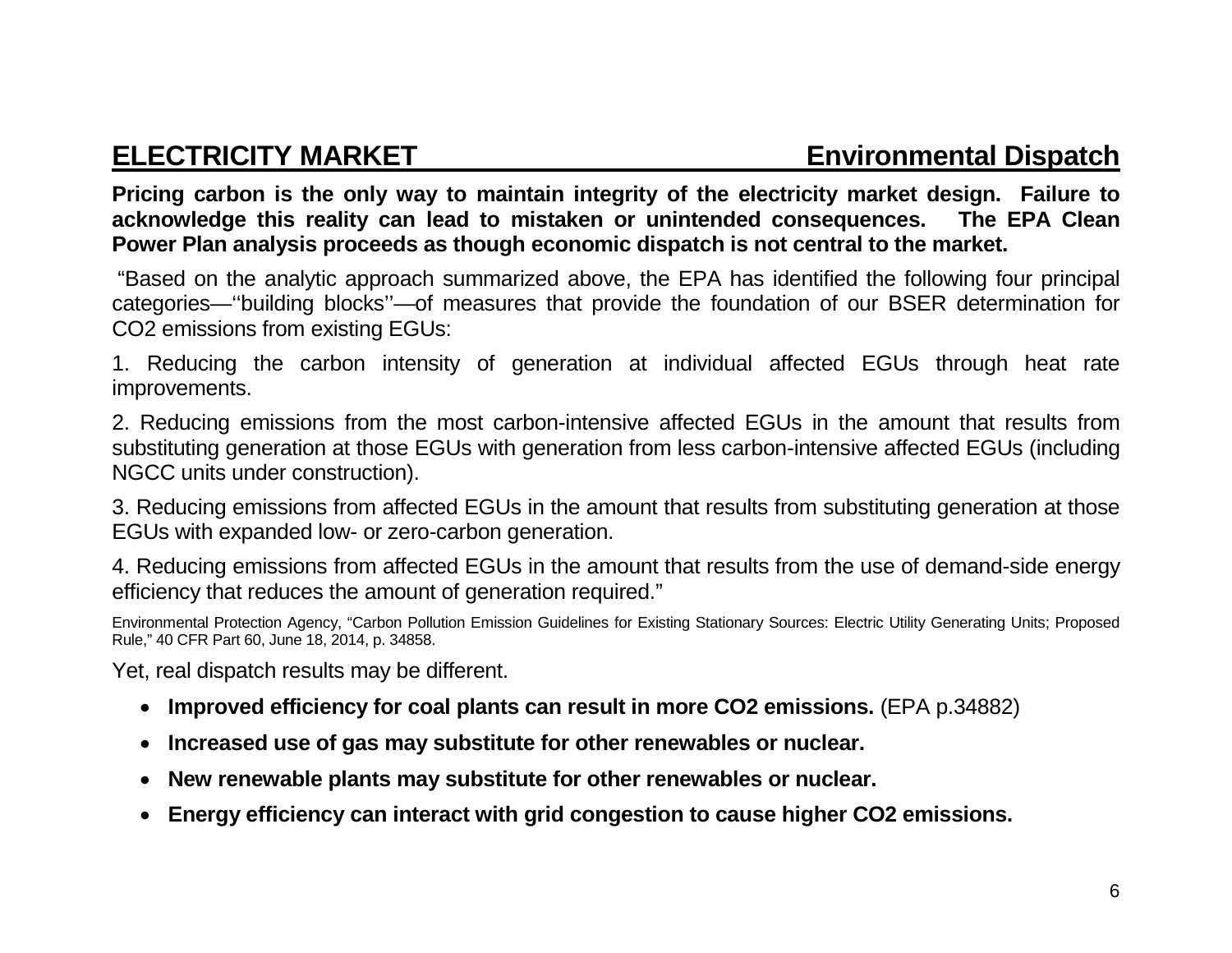## ELECTRICITY MARKET Environmental Dispatch

**Pricing carbon is the only way to maintain integrity of the electricity market design. Failure to acknowledge this reality can lead to mistaken or unintended consequences. The EPA Clean Power Plan analysis proceeds as though economic dispatch is not central to the market.**

"Based on the analytic approach summarized above, the EPA has identified the following four principal categories—''building blocks''—of measures that provide the foundation of our BSER determination for CO2 emissions from existing EGUs:

1. Reducing the carbon intensity of generation at individual affected EGUs through heat rate improvements.

2. Reducing emissions from the most carbon-intensive affected EGUs in the amount that results from substituting generation at those EGUs with generation from less carbon-intensive affected EGUs (including NGCC units under construction).

3. Reducing emissions from affected EGUs in the amount that results from substituting generation at those EGUs with expanded low- or zero-carbon generation.

4. Reducing emissions from affected EGUs in the amount that results from the use of demand-side energy efficiency that reduces the amount of generation required."

Environmental Protection Agency, "Carbon Pollution Emission Guidelines for Existing Stationary Sources: Electric Utility Generating Units; Proposed Rule," 40 CFR Part 60, June 18, 2014, p. 34858.

Yet, real dispatch results may be different.

- **Improved efficiency for coal plants can result in more CO2 emissions.** (EPA p.34882)
- **Increased use of gas may substitute for other renewables or nuclear.**
- **New renewable plants may substitute for other renewables or nuclear.**
- **Energy efficiency can interact with grid congestion to cause higher CO2 emissions.**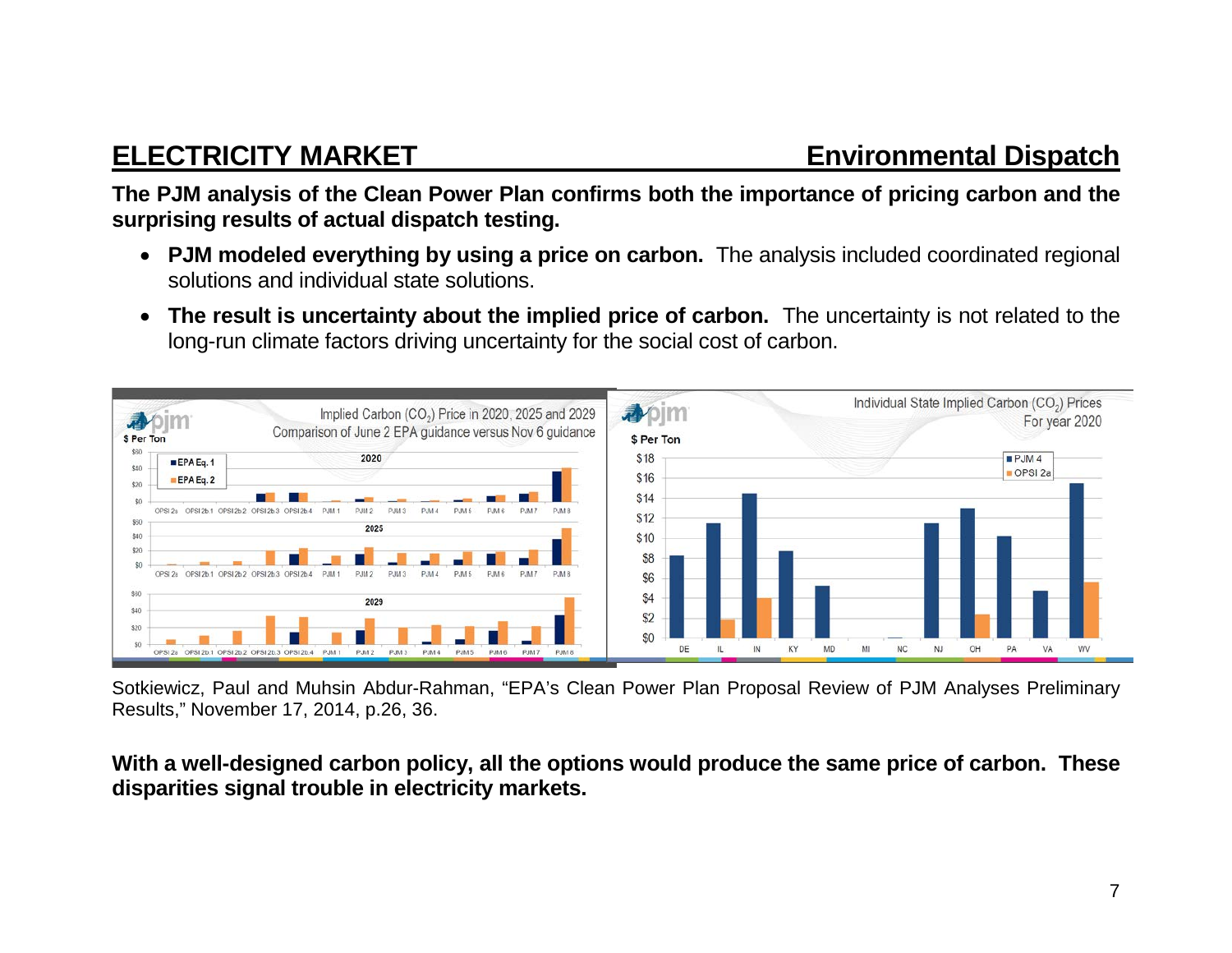## ELECTRICITY MARKET — Environmental Dispatch

**The PJM analysis of the Clean Power Plan confirms both the importance of pricing carbon and the surprising results of actual dispatch testing.**

- **PJM modeled everything by using a price on carbon.** The analysis included coordinated regional solutions and individual state solutions.
- **The result is uncertainty about the implied price of carbon.** The uncertainty is not related to the long-run climate factors driving uncertainty for the social cost of carbon.

Sotkiewicz, Paul and Muhsin Abdur-Rahman, "EPA's Clean Power Plan Proposal Review of PJM Analyses Preliminary Results," November 17, 2014, p.26, 36.

**With a well-designed carbon policy, all the options would produce the same price of carbon. These disparities signal trouble in electricity markets.**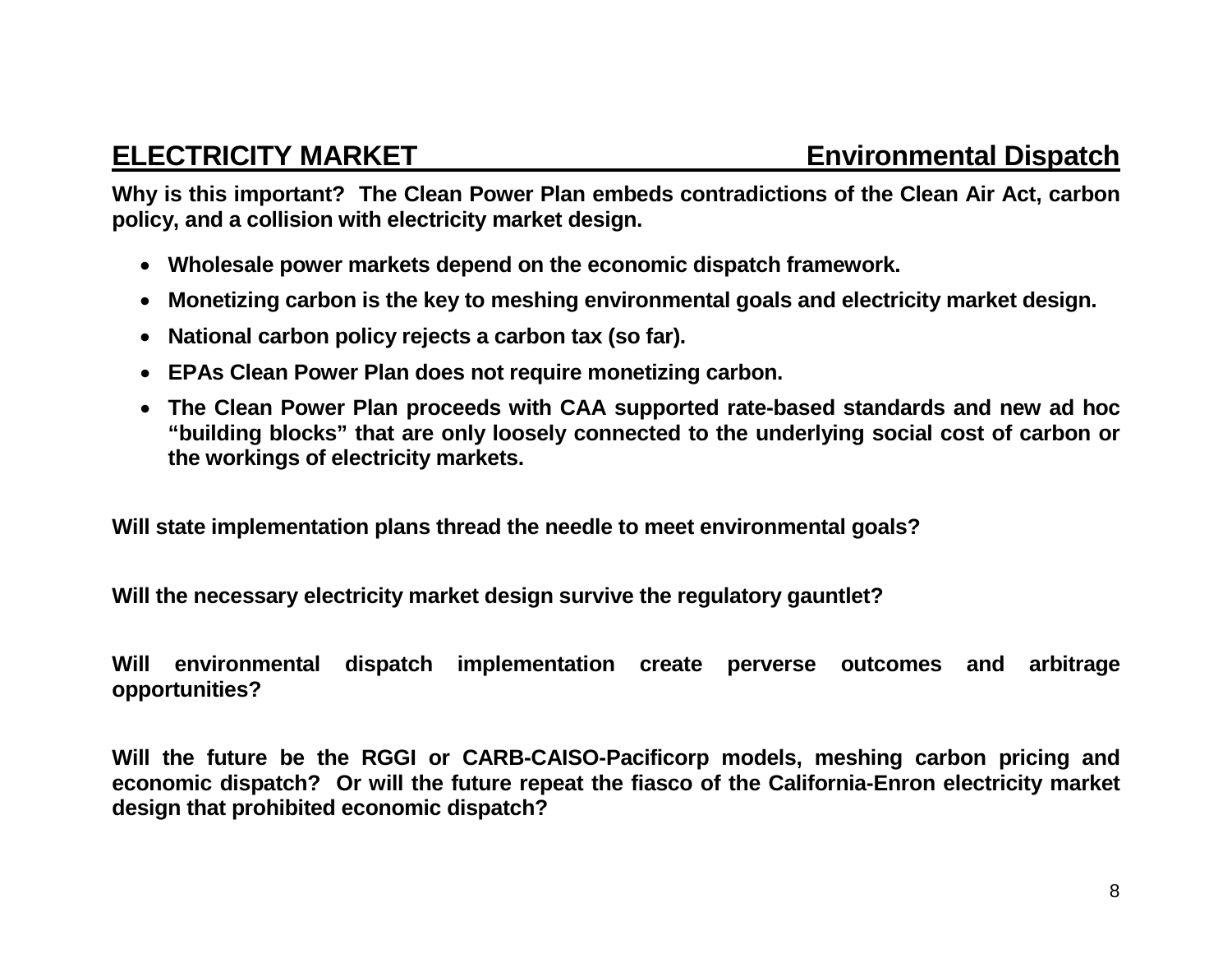## ELECTRICITY MARKET — Environmental Dispatch

**Why is this important? The Clean Power Plan embeds contradictions of the Clean Air Act, carbon policy, and a collision with electricity market design.**

- **Wholesale power markets depend on the economic dispatch framework.**
- **Monetizing carbon is the key to meshing environmental goals and electricity market design.**
- **National carbon policy rejects a carbon tax (so far).**
- **EPAs Clean Power Plan does not require monetizing carbon.**
- **The Clean Power Plan proceeds with CAA supported rate-based standards and new ad hoc "building blocks" that are only loosely connected to the underlying social cost of carbon or the workings of electricity markets.**

**Will state implementation plans thread the needle to meet environmental goals?**

**Will the necessary electricity market design survive the regulatory gauntlet?**

**Will environmental dispatch implementation create perverse outcomes and arbitrage opportunities?**

**Will the future be the RGGI or CARB-CAISO-Pacificorp models, meshing carbon pricing and economic dispatch? Or will the future repeat the fiasco of the California-Enron electricity market design that prohibited economic dispatch?**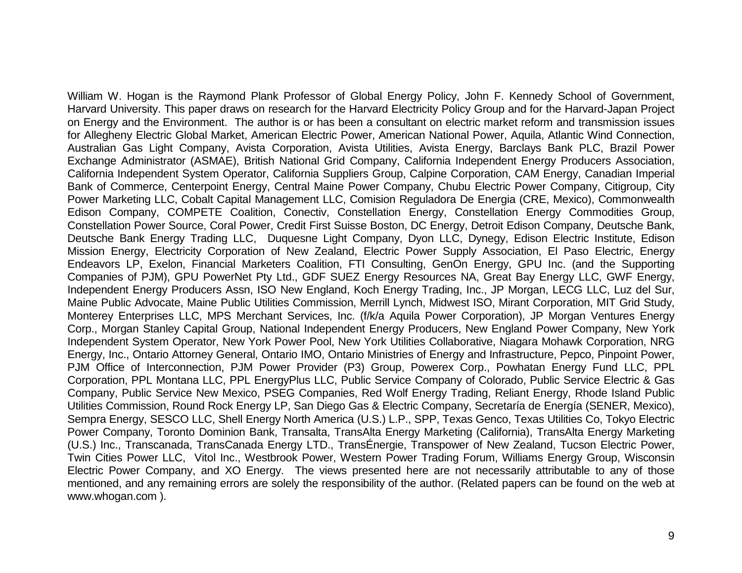William W. Hogan is the Raymond Plank Professor of Global Energy Policy, John F. Kennedy School of Government, Harvard University. This paper draws on research for the Harvard Electricity Policy Group and for the Harvard-Japan Project on Energy and the Environment. The author is or has been a consultant on electric market reform and transmission issues for Allegheny Electric Global Market, American Electric Power, American National Power, Aquila, Atlantic Wind Connection, Australian Gas Light Company, Avista Corporation, Avista Utilities, Avista Energy, Barclays Bank PLC, Brazil Power Exchange Administrator (ASMAE), British National Grid Company, California Independent Energy Producers Association, California Independent System Operator, California Suppliers Group, Calpine Corporation, CAM Energy, Canadian Imperial Bank of Commerce, Centerpoint Energy, Central Maine Power Company, Chubu Electric Power Company, Citigroup, City Power Marketing LLC, Cobalt Capital Management LLC, Comision Reguladora De Energia (CRE, Mexico), Commonwealth Edison Company, COMPETE Coalition, Conectiv, Constellation Energy, Constellation Energy Commodities Group, Constellation Power Source, Coral Power, Credit First Suisse Boston, DC Energy, Detroit Edison Company, Deutsche Bank, Deutsche Bank Energy Trading LLC, Duquesne Light Company, Dyon LLC, Dynegy, Edison Electric Institute, Edison Mission Energy, Electricity Corporation of New Zealand, Electric Power Supply Association, El Paso Electric, Energy Endeavors LP, Exelon, Financial Marketers Coalition, FTI Consulting, GenOn Energy, GPU Inc. (and the Supporting Companies of PJM), GPU PowerNet Pty Ltd., GDF SUEZ Energy Resources NA, Great Bay Energy LLC, GWF Energy, Independent Energy Producers Assn, ISO New England, Koch Energy Trading, Inc., JP Morgan, LECG LLC, Luz del Sur, Maine Public Advocate, Maine Public Utilities Commission, Merrill Lynch, Midwest ISO, Mirant Corporation, MIT Grid Study, Monterey Enterprises LLC, MPS Merchant Services, Inc. (f/k/a Aquila Power Corporation), JP Morgan Ventures Energy Corp., Morgan Stanley Capital Group, National Independent Energy Producers, New England Power Company, New York Independent System Operator, New York Power Pool, New York Utilities Collaborative, Niagara Mohawk Corporation, NRG Energy, Inc., Ontario Attorney General, Ontario IMO, Ontario Ministries of Energy and Infrastructure, Pepco, Pinpoint Power, PJM Office of Interconnection, PJM Power Provider (P3) Group, Powerex Corp., Powhatan Energy Fund LLC, PPL Corporation, PPL Montana LLC, PPL EnergyPlus LLC, Public Service Company of Colorado, Public Service Electric & Gas Company, Public Service New Mexico, PSEG Companies, Red Wolf Energy Trading, Reliant Energy, Rhode Island Public Utilities Commission, Round Rock Energy LP, San Diego Gas & Electric Company, Secretaría de Energía (SENER, Mexico), Sempra Energy, SESCO LLC, Shell Energy North America (U.S.) L.P., SPP, Texas Genco, Texas Utilities Co, Tokyo Electric Power Company, Toronto Dominion Bank, Transalta, TransAlta Energy Marketing (California), TransAlta Energy Marketing (U.S.) Inc., Transcanada, TransCanada Energy LTD., TransÉnergie, Transpower of New Zealand, Tucson Electric Power, Twin Cities Power LLC, Vitol Inc., Westbrook Power, Western Power Trading Forum, Williams Energy Group, Wisconsin Electric Power Company, and XO Energy. The views presented here are not necessarily attributable to any of those mentioned, and any remaining errors are solely the responsibility of the author. (Related papers can be found on the web at www.whogan.com ).